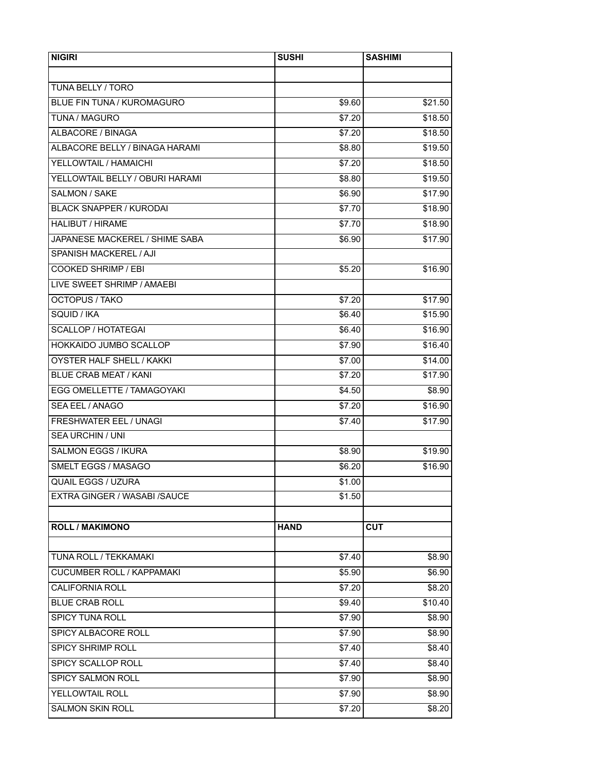| NIGIRI | SUSHI | SASHIMI |
|---|---|---|
| | | |
| TUNA BELLY / TORO | | |
| BLUE FIN TUNA / KUROMAGURO | $9.60 | $21.50 |
| TUNA / MAGURO | $7.20 | $18.50 |
| ALBACORE / BINAGA | $7.20 | $18.50 |
| ALBACORE BELLY / BINAGA HARAMI | $8.80 | $19.50 |
| YELLOWTAIL / HAMAICHI | $7.20 | $18.50 |
| YELLOWTAIL BELLY / OBURI HARAMI | $8.80 | $19.50 |
| SALMON / SAKE | $6.90 | $17.90 |
| BLACK SNAPPER / KURODAI | $7.70 | $18.90 |
| HALIBUT / HIRAME | $7.70 | $18.90 |
| JAPANESE MACKEREL / SHIME SABA | $6.90 | $17.90 |
| SPANISH MACKEREL / AJI | | |
| COOKED SHRIMP / EBI | $5.20 | $16.90 |
| LIVE SWEET SHRIMP / AMAEBI | | |
| OCTOPUS / TAKO | $7.20 | $17.90 |
| SQUID / IKA | $6.40 | $15.90 |
| SCALLOP / HOTATEGAI | $6.40 | $16.90 |
| HOKKAIDO JUMBO SCALLOP | $7.90 | $16.40 |
| OYSTER HALF SHELL / KAKKI | $7.00 | $14.00 |
| BLUE CRAB MEAT / KANI | $7.20 | $17.90 |
| EGG OMELLETTE / TAMAGOYAKI | $4.50 | $8.90 |
| SEA EEL / ANAGO | $7.20 | $16.90 |
| FRESHWATER EEL / UNAGI | $7.40 | $17.90 |
| SEA URCHIN / UNI | | |
| SALMON EGGS / IKURA | $8.90 | $19.90 |
| SMELT EGGS / MASAGO | $6.20 | $16.90 |
| QUAIL EGGS / UZURA | $1.00 | |
| EXTRA GINGER / WASABI /SAUCE | $1.50 | |
| | | |
| **ROLL / MAKIMONO** | **HAND** | **CUT** |
| | | |
| TUNA ROLL / TEKKAMAKI | $7.40 | $8.90 |
| CUCUMBER ROLL / KAPPAMAKI | $5.90 | $6.90 |
| CALIFORNIA ROLL | $7.20 | $8.20 |
| BLUE CRAB ROLL | $9.40 | $10.40 |
| SPICY TUNA ROLL | $7.90 | $8.90 |
| SPICY ALBACORE ROLL | $7.90 | $8.90 |
| SPICY SHRIMP ROLL | $7.40 | $8.40 |
| SPICY SCALLOP ROLL | $7.40 | $8.40 |
| SPICY SALMON ROLL | $7.90 | $8.90 |
| YELLOWTAIL ROLL | $7.90 | $8.90 |
| SALMON SKIN ROLL | $7.20 | $8.20 |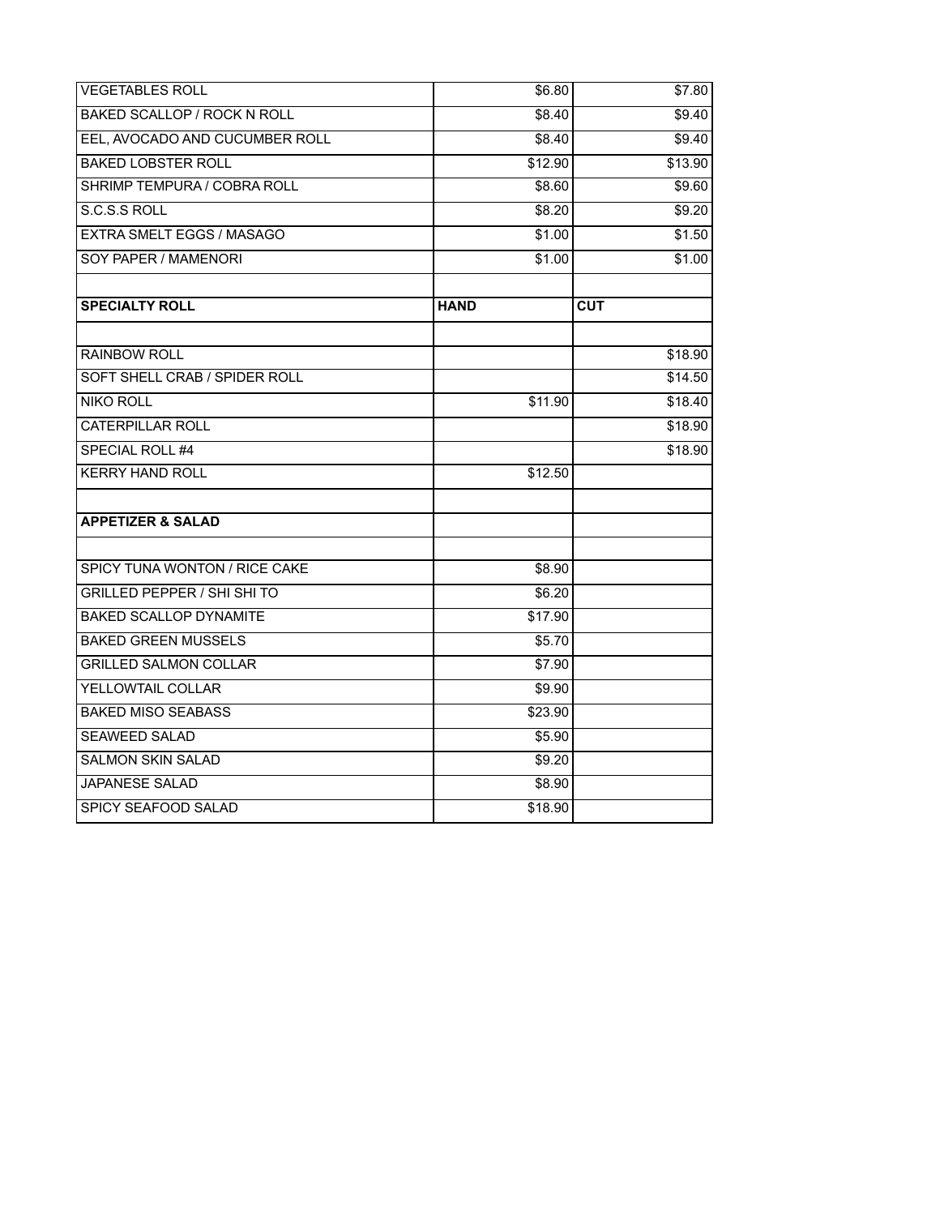| | | |
|---|---|---|
| VEGETABLES ROLL | $6.80 | $7.80 |
| BAKED SCALLOP / ROCK N ROLL | $8.40 | $9.40 |
| EEL, AVOCADO AND CUCUMBER ROLL | $8.40 | $9.40 |
| BAKED LOBSTER ROLL | $12.90 | $13.90 |
| SHRIMP TEMPURA / COBRA ROLL | $8.60 | $9.60 |
| S.C.S.S ROLL | $8.20 | $9.20 |
| EXTRA SMELT EGGS / MASAGO | $1.00 | $1.50 |
| SOY PAPER / MAMENORI | $1.00 | $1.00 |
| | | |
| **SPECIALTY ROLL** | **HAND** | **CUT** |
| | | |
| RAINBOW ROLL | | $18.90 |
| SOFT SHELL CRAB / SPIDER ROLL | | $14.50 |
| NIKO ROLL | $11.90 | $18.40 |
| CATERPILLAR ROLL | | $18.90 |
| SPECIAL ROLL #4 | | $18.90 |
| KERRY HAND ROLL | $12.50 | |
| | | |
| **APPETIZER & SALAD** | | |
| | | |
| SPICY TUNA WONTON / RICE CAKE | $8.90 | |
| GRILLED PEPPER / SHI SHI TO | $6.20 | |
| BAKED SCALLOP DYNAMITE | $17.90 | |
| BAKED GREEN MUSSELS | $5.70 | |
| GRILLED SALMON COLLAR | $7.90 | |
| YELLOWTAIL COLLAR | $9.90 | |
| BAKED MISO SEABASS | $23.90 | |
| SEAWEED SALAD | $5.90 | |
| SALMON SKIN SALAD | $9.20 | |
| JAPANESE SALAD | $8.90 | |
| SPICY SEAFOOD SALAD | $18.90 | |